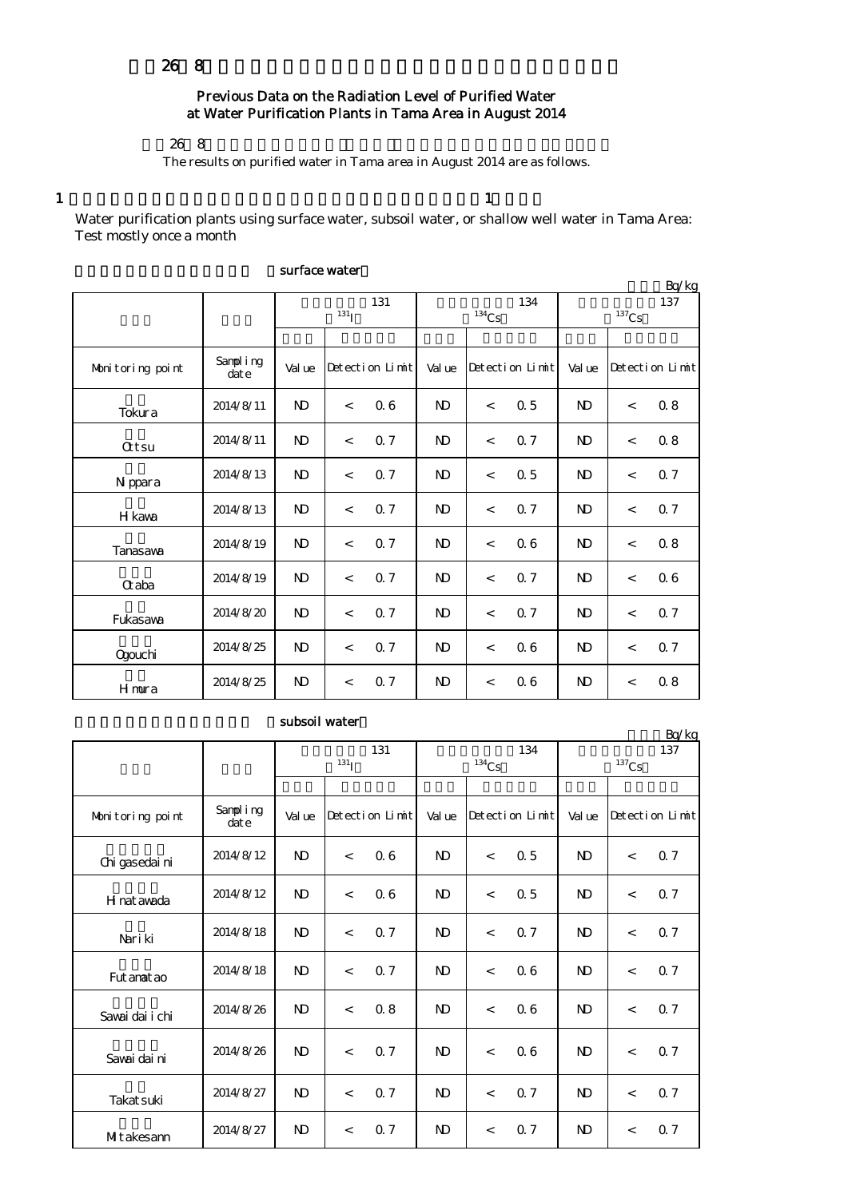26 8

# Previous Data on the Radiation Level of Purified Water at Water Purification Plants in Tama Area in August 2014

26 8

The results on purified water in Tama area in August 2014 are as follows.

1 1

Water purification plants using surface water, subsoil water, or shallow well water in Tama Area: Test mostly once a month

surface water

Bq/kg

| | | 131 $^{131}I$ | | | 134 $^{134}Cs$ | | | 137 $^{137}Cs$ | | |
|---|---|---|---|---|---|---|---|---|---|---|
| Monitoring point | Sampling date | Value | Detection Limit | | Value | Detection Limit | | Value | Detection Limit | |
| Tokura | 2014/8/11 | ND | < | 0.6 | ND | < | 0.5 | ND | < | 0.8 |
| Ottsu | 2014/8/11 | ND | < | 0.7 | ND | < | 0.7 | ND | < | 0.8 |
| Nippara | 2014/8/13 | ND | < | 0.7 | ND | < | 0.5 | ND | < | 0.7 |
| Hikawa | 2014/8/13 | ND | < | 0.7 | ND | < | 0.7 | ND | < | 0.7 |
| Tanasawa | 2014/8/19 | ND | < | 0.7 | ND | < | 0.6 | ND | < | 0.8 |
| Otaba | 2014/8/19 | ND | < | 0.7 | ND | < | 0.7 | ND | < | 0.6 |
| Fukasawa | 2014/8/20 | ND | < | 0.7 | ND | < | 0.7 | ND | < | 0.7 |
| Ogouchi | 2014/8/25 | ND | < | 0.7 | ND | < | 0.6 | ND | < | 0.7 |
| Himura | 2014/8/25 | ND | < | 0.7 | ND | < | 0.6 | ND | < | 0.8 |

subsoil water

Bq/kg

| | | 131 $^{131}I$ | | | 134 $^{134}Cs$ | | | 137 $^{137}Cs$ | | |
|---|---|---|---|---|---|---|---|---|---|---|
| Monitoring point | Sampling date | Value | Detection Limit | | Value | Detection Limit | | Value | Detection Limit | |
| Chigasedaini | 2014/8/12 | ND | < | 0.6 | ND | < | 0.5 | ND | < | 0.7 |
| Hinatawada | 2014/8/12 | ND | < | 0.6 | ND | < | 0.5 | ND | < | 0.7 |
| Nariki | 2014/8/18 | ND | < | 0.7 | ND | < | 0.7 | ND | < | 0.7 |
| Futamatao | 2014/8/18 | ND | < | 0.7 | ND | < | 0.6 | ND | < | 0.7 |
| Sawaidaiichi | 2014/8/26 | ND | < | 0.8 | ND | < | 0.6 | ND | < | 0.7 |
| Sawaidaini | 2014/8/26 | ND | < | 0.7 | ND | < | 0.6 | ND | < | 0.7 |
| Takatsuki | 2014/8/27 | ND | < | 0.7 | ND | < | 0.7 | ND | < | 0.7 |
| Mitakesann | 2014/8/27 | ND | < | 0.7 | ND | < | 0.7 | ND | < | 0.7 |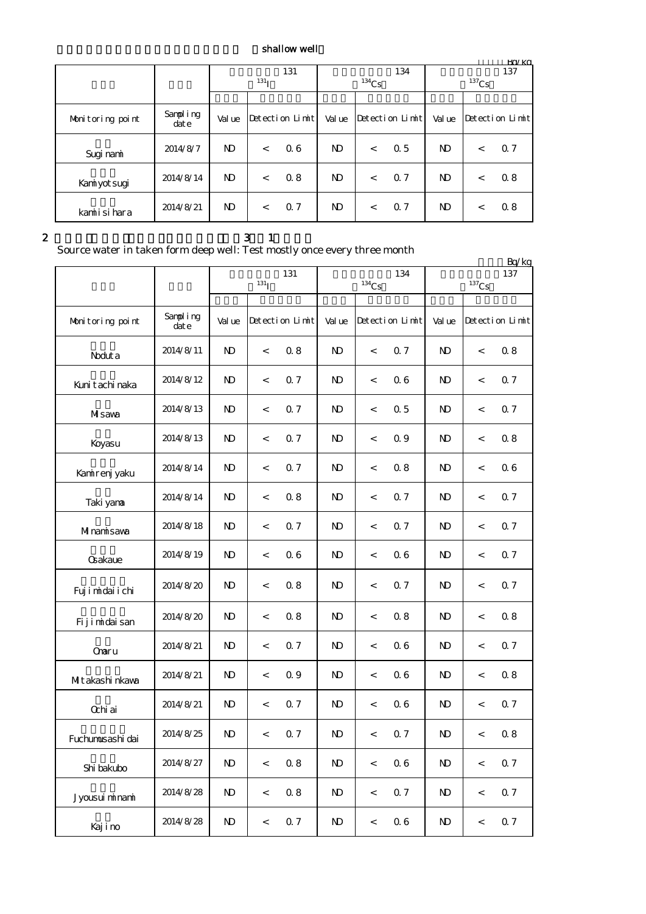shallow well

Bq/kg

| Monitoring point | Sampling date | 131 $^{131}$I Value | Detection Limit | | 134 $^{134}$Cs Value | Detection Limit | | 137 $^{137}$Cs Value | Detection Limit | |
|---|---|---|---|---|---|---|---|---|---|---|
| Suginami | 2014/8/7 | ND | < | 0.6 | ND | < | 0.5 | ND | < | 0.7 |
| Kamiyotsugi | 2014/8/14 | ND | < | 0.8 | ND | < | 0.7 | ND | < | 0.8 |
| kamiisihara | 2014/8/21 | ND | < | 0.7 | ND | < | 0.7 | ND | < | 0.8 |

2 3 1

Source water in taken form deep well: Test mostly once every three month

Bq/kg

| Monitoring point | Sampling date | 131 $^{131}$I Value | Detection Limit | | 134 $^{134}$Cs Value | Detection Limit | | 137 $^{137}$Cs Value | Detection Limit | |
|---|---|---|---|---|---|---|---|---|---|---|
| Noduta | 2014/8/11 | ND | < | 0.8 | ND | < | 0.7 | ND | < | 0.8 |
| Kunitachinaka | 2014/8/12 | ND | < | 0.7 | ND | < | 0.6 | ND | < | 0.7 |
| Misawa | 2014/8/13 | ND | < | 0.7 | ND | < | 0.5 | ND | < | 0.7 |
| Koyasu | 2014/8/13 | ND | < | 0.7 | ND | < | 0.9 | ND | < | 0.8 |
| Kamirenjyaku | 2014/8/14 | ND | < | 0.7 | ND | < | 0.8 | ND | < | 0.6 |
| Takiyama | 2014/8/14 | ND | < | 0.8 | ND | < | 0.7 | ND | < | 0.7 |
| Minamisawa | 2014/8/18 | ND | < | 0.7 | ND | < | 0.7 | ND | < | 0.7 |
| Osakaue | 2014/8/19 | ND | < | 0.6 | ND | < | 0.6 | ND | < | 0.7 |
| Fujimidaiichi | 2014/8/20 | ND | < | 0.8 | ND | < | 0.7 | ND | < | 0.7 |
| Fijimidaisan | 2014/8/20 | ND | < | 0.8 | ND | < | 0.8 | ND | < | 0.8 |
| Omaru | 2014/8/21 | ND | < | 0.7 | ND | < | 0.6 | ND | < | 0.7 |
| Mitakashinkawa | 2014/8/21 | ND | < | 0.9 | ND | < | 0.6 | ND | < | 0.8 |
| Ochiai | 2014/8/21 | ND | < | 0.7 | ND | < | 0.6 | ND | < | 0.7 |
| Fuchumusashidai | 2014/8/25 | ND | < | 0.7 | ND | < | 0.7 | ND | < | 0.8 |
| Shibakubo | 2014/8/27 | ND | < | 0.8 | ND | < | 0.6 | ND | < | 0.7 |
| Jyousuiminami | 2014/8/28 | ND | < | 0.8 | ND | < | 0.7 | ND | < | 0.7 |
| Kajino | 2014/8/28 | ND | < | 0.7 | ND | < | 0.6 | ND | < | 0.7 |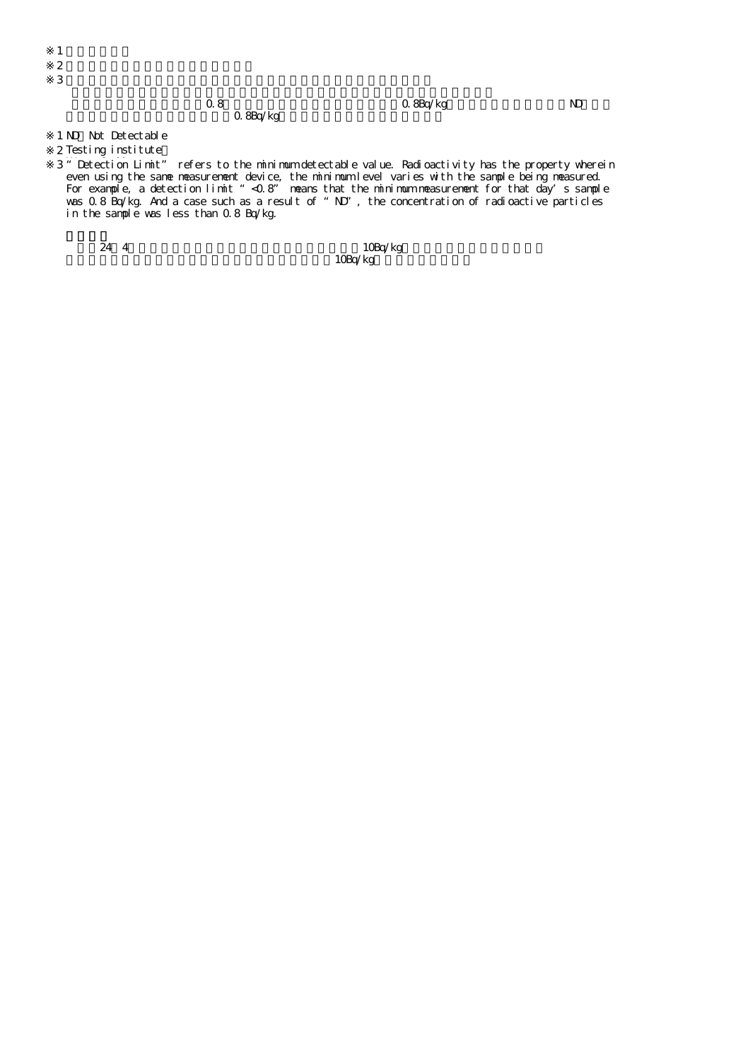※1

※2

※3

0.8　0.8Bq/kg　ND

0.8Bq/kg

※1 ND：Not Detectable

※2 Testing institute

※3 "Detection Limit" refers to the minimum detectable value. Radioactivity has the property wherein even using the same measurement device, the minimum level varies with the sample being measured. For example, a detection limit "<0.8" means that the minimum measurement for that day's sample was 0.8 Bq/kg. And a case such as a result of "ND", the concentration of radioactive particles in the sample was less than 0.8 Bq/kg.

24　4　10Bq/kg

10Bq/kg